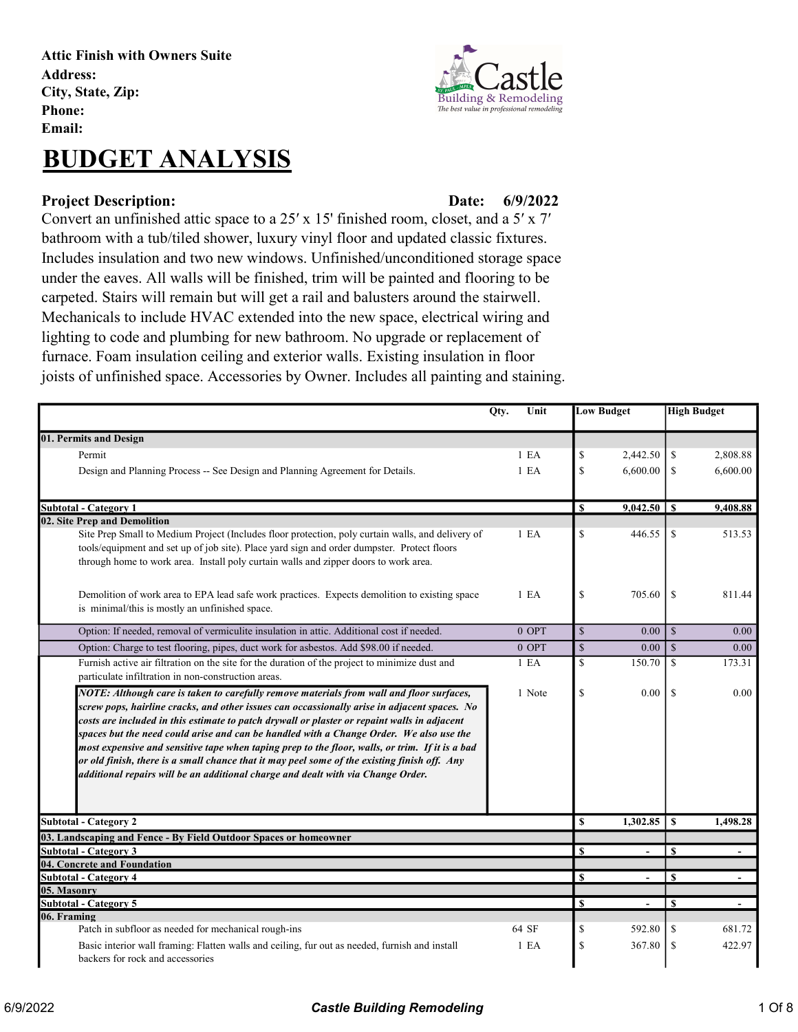**Attic Finish with Owners Suite**
**Address:**
**City, State, Zip:**
**Phone:**
**Email:**

# BUDGET ANALYSIS

**Project Description:** **Date: 6/9/2022**

Convert an unfinished attic space to a 25′ x 15' finished room, closet, and a 5′ x 7′ bathroom with a tub/tiled shower, luxury vinyl floor and updated classic fixtures. Includes insulation and two new windows. Unfinished/unconditioned storage space under the eaves. All walls will be finished, trim will be painted and flooring to be carpeted. Stairs will remain but will get a rail and balusters around the stairwell. Mechanicals to include HVAC extended into the new space, electrical wiring and lighting to code and plumbing for new bathroom. No upgrade or replacement of furnace. Foam insulation ceiling and exterior walls. Existing insulation in floor joists of unfinished space. Accessories by Owner. Includes all painting and staining.

| | Qty. | Unit | Low Budget | High Budget |
|---|---|---|---|---|
| **01. Permits and Design** | | | | |
| Permit | 1 | EA | $ 2,442.50 | $ 2,808.88 |
| Design and Planning Process -- See Design and Planning Agreement for Details. | 1 | EA | $ 6,600.00 | $ 6,600.00 |
| **Subtotal - Category 1** | | | **$ 9,042.50** | **$ 9,408.88** |
| **02. Site Prep and Demolition** | | | | |
| Site Prep Small to Medium Project (Includes floor protection, poly curtain walls, and delivery of tools/equipment and set up of job site). Place yard sign and order dumpster. Protect floors through home to work area. Install poly curtain walls and zipper doors to work area. | 1 | EA | $ 446.55 | $ 513.53 |
| Demolition of work area to EPA lead safe work practices. Expects demolition to existing space is minimal/this is mostly an unfinished space. | 1 | EA | $ 705.60 | $ 811.44 |
| Option: If needed, removal of vermiculite insulation in attic. Additional cost if needed. | 0 | OPT | $ 0.00 | $ 0.00 |
| Option: Charge to test flooring, pipes, duct work for asbestos. Add $98.00 if needed. | 0 | OPT | $ 0.00 | $ 0.00 |
| Furnish active air filtration on the site for the duration of the project to minimize dust and particulate infiltration in non-construction areas. | 1 | EA | $ 150.70 | $ 173.31 |
| ***NOTE: Although care is taken to carefully remove materials from wall and floor surfaces, screw pops, hairline cracks, and other issues can occassionally arise in adjacent spaces. No costs are included in this estimate to patch drywall or plaster or repaint walls in adjacent spaces but the need could arise and can be handled with a Change Order. We also use the most expensive and sensitive tape when taping prep to the floor, walls, or trim. If it is a bad or old finish, there is a small chance that it may peel some of the existing finish off. Any additional repairs will be an additional charge and dealt with via Change Order.*** | 1 | Note | $ 0.00 | $ 0.00 |
| **Subtotal - Category 2** | | | **$ 1,302.85** | **$ 1,498.28** |
| **03. Landscaping and Fence - By Field Outdoor Spaces or homeowner** | | | | |
| **Subtotal - Category 3** | | | **$ -** | **$ -** |
| **04. Concrete and Foundation** | | | | |
| **Subtotal - Category 4** | | | **$ -** | **$ -** |
| **05. Masonry** | | | | |
| **Subtotal - Category 5** | | | **$ -** | **$ -** |
| **06. Framing** | | | | |
| Patch in subfloor as needed for mechanical rough-ins | 64 | SF | $ 592.80 | $ 681.72 |
| Basic interior wall framing: Flatten walls and ceiling, fur out as needed, furnish and install backers for rock and accessories | 1 | EA | $ 367.80 | $ 422.97 |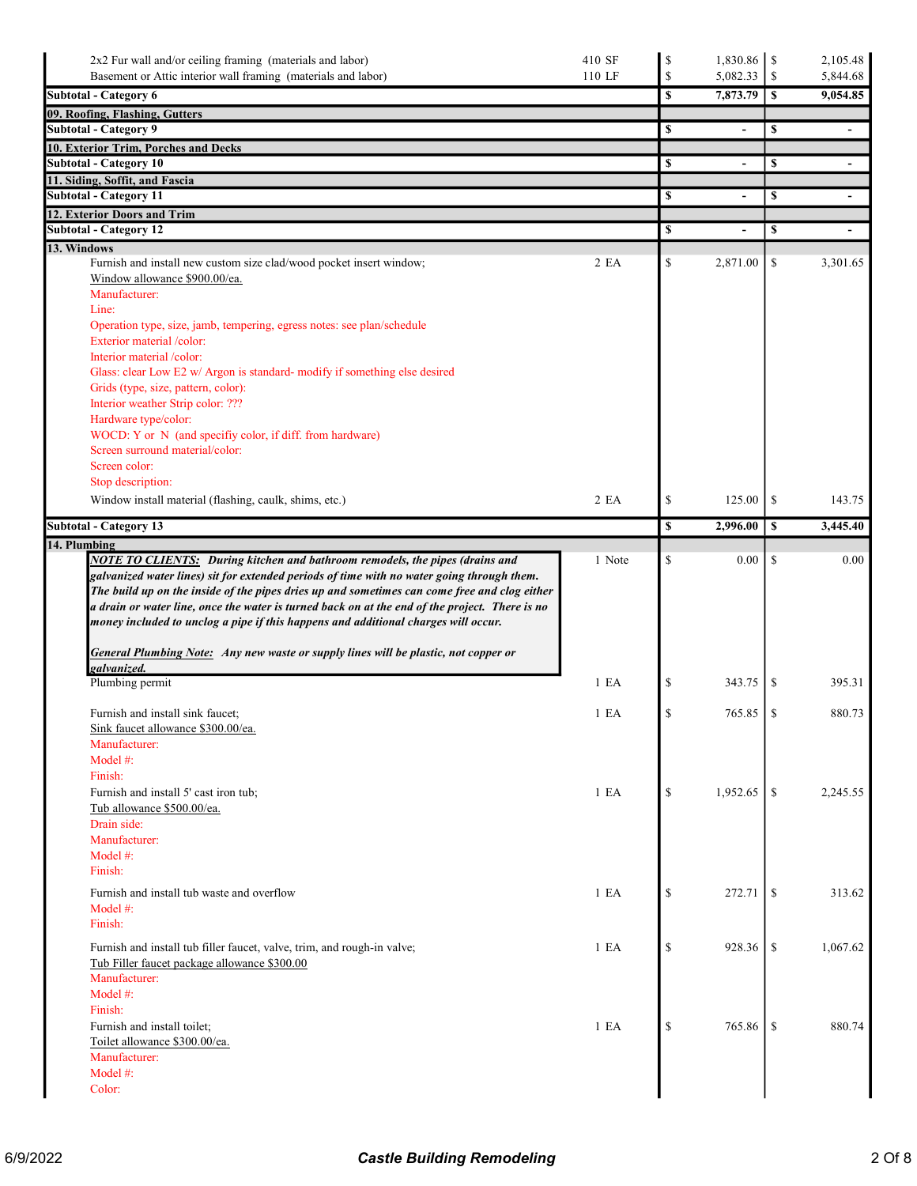| Description | Qty | Unit Cost | Total |
|---|---|---|---|
| 2x2 Fur wall and/or ceiling framing (materials and labor) | 410 SF | $ 1,830.86 | $ 2,105.48 |
| Basement or Attic interior wall framing (materials and labor) | 110 LF | $ 5,082.33 | $ 5,844.68 |
| **Subtotal - Category 6** | | **$ 7,873.79** | **$ 9,054.85** |
| **09. Roofing, Flashing, Gutters** | | | |
| **Subtotal - Category 9** | | **$ -** | **$ -** |
| **10. Exterior Trim, Porches and Decks** | | | |
| **Subtotal - Category 10** | | **$ -** | **$ -** |
| **11. Siding, Soffit, and Fascia** | | | |
| **Subtotal - Category 11** | | **$ -** | **$ -** |
| **12. Exterior Doors and Trim** | | | |
| **Subtotal - Category 12** | | **$ -** | **$ -** |
| **13. Windows** | | | |
| Furnish and install new custom size clad/wood pocket insert window; <br> Window allowance $900.00/ea. <br> Manufacturer: <br> Line: <br> Operation type, size, jamb, tempering, egress notes: see plan/schedule <br> Exterior material /color: <br> Interior material /color: <br> Glass: clear Low E2 w/ Argon is standard- modify if something else desired <br> Grids (type, size, pattern, color): <br> Interior weather Strip color: ??? <br> Hardware type/color: <br> WOCD: Y or N (and specifiy color, if diff. from hardware) <br> Screen surround material/color: <br> Screen color: <br> Stop description: | 2 EA | $ 2,871.00 | $ 3,301.65 |
| Window install material (flashing, caulk, shims, etc.) | 2 EA | $ 125.00 | $ 143.75 |
| **Subtotal - Category 13** | | **$ 2,996.00** | **$ 3,445.40** |
| **14. Plumbing** | | | |
| ***NOTE TO CLIENTS:*** ***During kitchen and bathroom remodels, the pipes (drains and galvanized water lines) sit for extended periods of time with no water going through them. The build up on the inside of the pipes dries up and sometimes can come free and clog either a drain or water line, once the water is turned back on at the end of the project. There is no money included to unclog a pipe if this happens and additional charges will occur.*** <br><br> ***General Plumbing Note:*** ***Any new waste or supply lines will be plastic, not copper or galvanized.*** | 1 Note | $ 0.00 | $ 0.00 |
| Plumbing permit | 1 EA | $ 343.75 | $ 395.31 |
| Furnish and install sink faucet; <br> Sink faucet allowance $300.00/ea. <br> Manufacturer: <br> Model #: <br> Finish: | 1 EA | $ 765.85 | $ 880.73 |
| Furnish and install 5' cast iron tub; <br> Tub allowance $500.00/ea. <br> Drain side: <br> Manufacturer: <br> Model #: <br> Finish: | 1 EA | $ 1,952.65 | $ 2,245.55 |
| Furnish and install tub waste and overflow <br> Model #: <br> Finish: | 1 EA | $ 272.71 | $ 313.62 |
| Furnish and install tub filler faucet, valve, trim, and rough-in valve; <br> Tub Filler faucet package allowance $300.00 <br> Manufacturer: <br> Model #: <br> Finish: | 1 EA | $ 928.36 | $ 1,067.62 |
| Furnish and install toilet; <br> Toilet allowance $300.00/ea. <br> Manufacturer: <br> Model #: <br> Color: | 1 EA | $ 765.86 | $ 880.74 |

6/9/2022 Castle Building Remodeling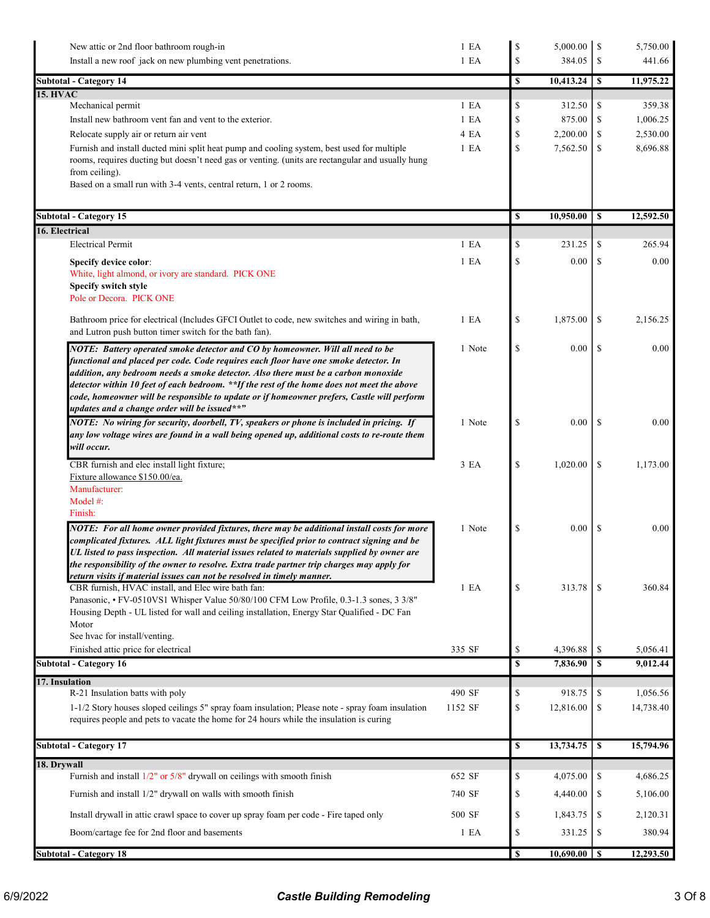| Description | Qty | Cost | Price |
| --- | --- | --- | --- |
| New attic or 2nd floor bathroom rough-in | 1 EA | $ 5,000.00 | $ 5,750.00 |
| Install a new roof jack on new plumbing vent penetrations. | 1 EA | $ 384.05 | $ 441.66 |
| **Subtotal - Category 14** | | **$ 10,413.24** | **$ 11,975.22** |
| **15. HVAC** | | | |
| Mechanical permit | 1 EA | $ 312.50 | $ 359.38 |
| Install new bathroom vent fan and vent to the exterior. | 1 EA | $ 875.00 | $ 1,006.25 |
| Relocate supply air or return air vent | 4 EA | $ 2,200.00 | $ 2,530.00 |
| Furnish and install ducted mini split heat pump and cooling system, best used for multiple rooms, requires ducting but doesn't need gas or venting. (units are rectangular and usually hung from ceiling). Based on a small run with 3-4 vents, central return, 1 or 2 rooms. | 1 EA | $ 7,562.50 | $ 8,696.88 |
| **Subtotal - Category 15** | | **$ 10,950.00** | **$ 12,592.50** |
| **16. Electrical** | | | |
| Electrical Permit | 1 EA | $ 231.25 | $ 265.94 |
| **Specify device color**: White, light almond, or ivory are standard. PICK ONE **Specify switch style** Pole or Decora. PICK ONE | 1 EA | $ 0.00 | $ 0.00 |
| Bathroom price for electrical (Includes GFCI Outlet to code, new switches and wiring in bath, and Lutron push button timer switch for the bath fan). | 1 EA | $ 1,875.00 | $ 2,156.25 |
| ***NOTE: Battery operated smoke detector and CO by homeowner. Will all need to be functional and placed per code. Code requires each floor have one smoke detector. In addition, any bedroom needs a smoke detector. Also there must be a carbon monoxide detector within 10 feet of each bedroom. **If the rest of the home does not meet the above code, homeowner will be responsible to update or if homeowner prefers, Castle will perform updates and a change order will be issued**"*** | 1 Note | $ 0.00 | $ 0.00 |
| ***NOTE: No wiring for security, doorbell, TV, speakers or phone is included in pricing. If any low voltage wires are found in a wall being opened up, additional costs to re-route them will occur.*** | 1 Note | $ 0.00 | $ 0.00 |
| CBR furnish and elec install light fixture; Fixture allowance $150.00/ea. Manufacturer: Model #: Finish: | 3 EA | $ 1,020.00 | $ 1,173.00 |
| ***NOTE: For all home owner provided fixtures, there may be additional install costs for more complicated fixtures. ALL light fixtures must be specified prior to contract signing and be UL listed to pass inspection. All material issues related to materials supplied by owner are the responsibility of the owner to resolve. Extra trade partner trip charges may apply for return visits if material issues can not be resolved in timely manner.*** | 1 Note | $ 0.00 | $ 0.00 |
| CBR furnish, HVAC install, and Elec wire bath fan: Panasonic, • FV-0510VS1 Whisper Value 50/80/100 CFM Low Profile, 0.3-1.3 sones, 3 3/8" Housing Depth - UL listed for wall and ceiling installation, Energy Star Qualified - DC Fan Motor See hvac for install/venting. | 1 EA | $ 313.78 | $ 360.84 |
| Finished attic price for electrical | 335 SF | $ 4,396.88 | $ 5,056.41 |
| **Subtotal - Category 16** | | **$ 7,836.90** | **$ 9,012.44** |
| **17. Insulation** | | | |
| R-21 Insulation batts with poly | 490 SF | $ 918.75 | $ 1,056.56 |
| 1-1/2 Story houses sloped ceilings 5" spray foam insulation; Please note - spray foam insulation requires people and pets to vacate the home for 24 hours while the insulation is curing | 1152 SF | $ 12,816.00 | $ 14,738.40 |
| **Subtotal - Category 17** | | **$ 13,734.75** | **$ 15,794.96** |
| **18. Drywall** | | | |
| Furnish and install 1/2" or 5/8" drywall on ceilings with smooth finish | 652 SF | $ 4,075.00 | $ 4,686.25 |
| Furnish and install 1/2" drywall on walls with smooth finish | 740 SF | $ 4,440.00 | $ 5,106.00 |
| Install drywall in attic crawl space to cover up spray foam per code - Fire taped only | 500 SF | $ 1,843.75 | $ 2,120.31 |
| Boom/cartage fee for 2nd floor and basements | 1 EA | $ 331.25 | $ 380.94 |
| **Subtotal - Category 18** | | **$ 10,690.00** | **$ 12,293.50** |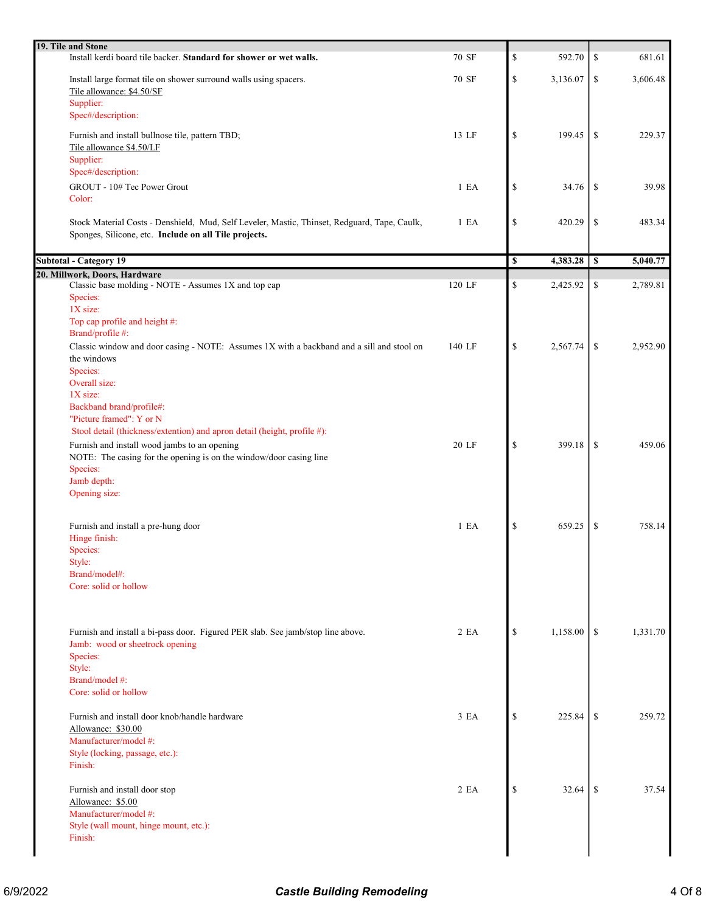| Description | Qty | Cost | | Price | |
|---|---|---|---|---|---|
| **19. Tile and Stone** | | | | | |
| Install kerdi board tile backer. **Standard for shower or wet walls.** | 70 SF | $ | 592.70 | $ | 681.61 |
| Install large format tile on shower surround walls using spacers.<br>Tile allowance: $4.50/SF<br>Supplier:<br>Spec#/description: | 70 SF | $ | 3,136.07 | $ | 3,606.48 |
| Furnish and install bullnose tile, pattern TBD;<br>Tile allowance $4.50/LF<br>Supplier:<br>Spec#/description: | 13 LF | $ | 199.45 | $ | 229.37 |
| GROUT - 10# Tec Power Grout<br>Color: | 1 EA | $ | 34.76 | $ | 39.98 |
| Stock Material Costs - Denshield, Mud, Self Leveler, Mastic, Thinset, Redguard, Tape, Caulk, Sponges, Silicone, etc. **Include on all Tile projects.** | 1 EA | $ | 420.29 | $ | 483.34 |
| **Subtotal - Category 19** | | **$** | **4,383.28** | **$** | **5,040.77** |
| **20. Millwork, Doors, Hardware** | | | | | |
| Classic base molding - NOTE - Assumes 1X and top cap<br>Species:<br>1X size:<br>Top cap profile and height #:<br>Brand/profile #: | 120 LF | $ | 2,425.92 | $ | 2,789.81 |
| Classic window and door casing - NOTE: Assumes 1X with a backband and a sill and stool on the windows<br>Species:<br>Overall size:<br>1X size:<br>Backband brand/profile#:<br>"Picture framed": Y or N<br>Stool detail (thickness/extention) and apron detail (height, profile #): | 140 LF | $ | 2,567.74 | $ | 2,952.90 |
| Furnish and install wood jambs to an opening<br>NOTE: The casing for the opening is on the window/door casing line<br>Species:<br>Jamb depth:<br>Opening size: | 20 LF | $ | 399.18 | $ | 459.06 |
| Furnish and install a pre-hung door<br>Hinge finish:<br>Species:<br>Style:<br>Brand/model#:<br>Core: solid or hollow | 1 EA | $ | 659.25 | $ | 758.14 |
| Furnish and install a bi-pass door. Figured PER slab. See jamb/stop line above.<br>Jamb: wood or sheetrock opening<br>Species:<br>Style:<br>Brand/model #:<br>Core: solid or hollow | 2 EA | $ | 1,158.00 | $ | 1,331.70 |
| Furnish and install door knob/handle hardware<br>Allowance: $30.00<br>Manufacturer/model #:<br>Style (locking, passage, etc.):<br>Finish: | 3 EA | $ | 225.84 | $ | 259.72 |
| Furnish and install door stop<br>Allowance: $5.00<br>Manufacturer/model #:<br>Style (wall mount, hinge mount, etc.):<br>Finish: | 2 EA | $ | 32.64 | $ | 37.54 |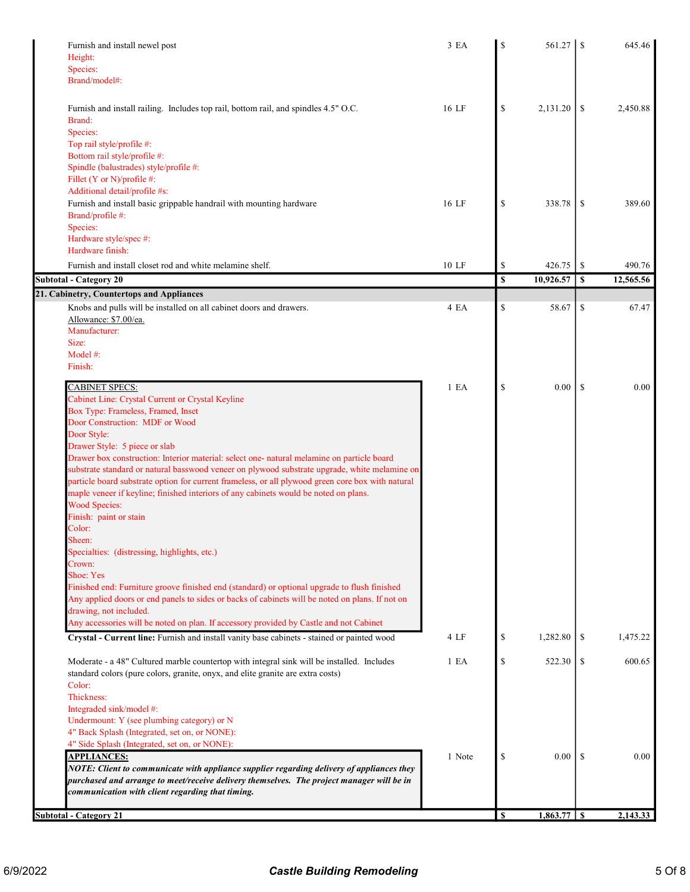| Description | Qty | Cost | Price |
|---|---|---|---|
| Furnish and install newel post<br>Height:<br>Species:<br>Brand/model#: | 3 EA | $ 561.27 | $ 645.46 |
| Furnish and install railing. Includes top rail, bottom rail, and spindles 4.5" O.C.<br>Brand:<br>Species:<br>Top rail style/profile #:<br>Bottom rail style/profile #:<br>Spindle (balustrades) style/profile #:<br>Fillet (Y or N)/profile #:<br>Additional detail/profile #s: | 16 LF | $ 2,131.20 | $ 2,450.88 |
| Furnish and install basic grippable handrail with mounting hardware<br>Brand/profile #:<br>Species:<br>Hardware style/spec #:<br>Hardware finish: | 16 LF | $ 338.78 | $ 389.60 |
| Furnish and install closet rod and white melamine shelf. | 10 LF | $ 426.75 | $ 490.76 |
| **Subtotal - Category 20** | | **$ 10,926.57** | **$ 12,565.56** |
| **21. Cabinetry, Countertops and Appliances** | | | |
| Knobs and pulls will be installed on all cabinet doors and drawers.<br>Allowance: $7.00/ea.<br>Manufacturer:<br>Size:<br>Model #:<br>Finish: | 4 EA | $ 58.67 | $ 67.47 |
| CABINET SPECS:<br>Cabinet Line: Crystal Current or Crystal Keyline<br>Box Type: Frameless, Framed, Inset<br>Door Construction: MDF or Wood<br>Door Style:<br>Drawer Style: 5 piece or slab<br>Drawer box construction: Interior material: select one- natural melamine on particle board substrate standard or natural basswood veneer on plywood substrate upgrade, white melamine on particle board substrate option for current frameless, or all plywood green core box with natural maple veneer if keyline; finished interiors of any cabinets would be noted on plans.<br>Wood Species:<br>Finish: paint or stain<br>Color:<br>Sheen:<br>Specialties: (distressing, highlights, etc.)<br>Crown:<br>Shoe: Yes<br>Finished end: Furniture groove finished end (standard) or optional upgrade to flush finished<br>Any applied doors or end panels to sides or backs of cabinets will be noted on plans. If not on drawing, not included.<br>Any accessories will be noted on plan. If accessory provided by Castle and not Cabinet | 1 EA | $ 0.00 | $ 0.00 |
| **Crystal - Current line:** Furnish and install vanity base cabinets - stained or painted wood | 4 LF | $ 1,282.80 | $ 1,475.22 |
| Moderate - a 48" Cultured marble countertop with integral sink will be installed. Includes standard colors (pure colors, granite, onyx, and elite granite are extra costs)<br>Color:<br>Thickness:<br>Integraded sink/model #:<br>Undermount: Y (see plumbing category) or N<br>4" Back Splash (Integrated, set on, or NONE):<br>4" Side Splash (Integrated, set on, or NONE): | 1 EA | $ 522.30 | $ 600.65 |
| **APPLIANCES:**<br>***NOTE: Client to communicate with appliance supplier regarding delivery of appliances they purchased and arrange to meet/receive delivery themselves. The project manager will be in communication with client regarding that timing.*** | 1 Note | $ 0.00 | $ 0.00 |
| **Subtotal - Category 21** | | **$ 1,863.77** | **$ 2,143.33** |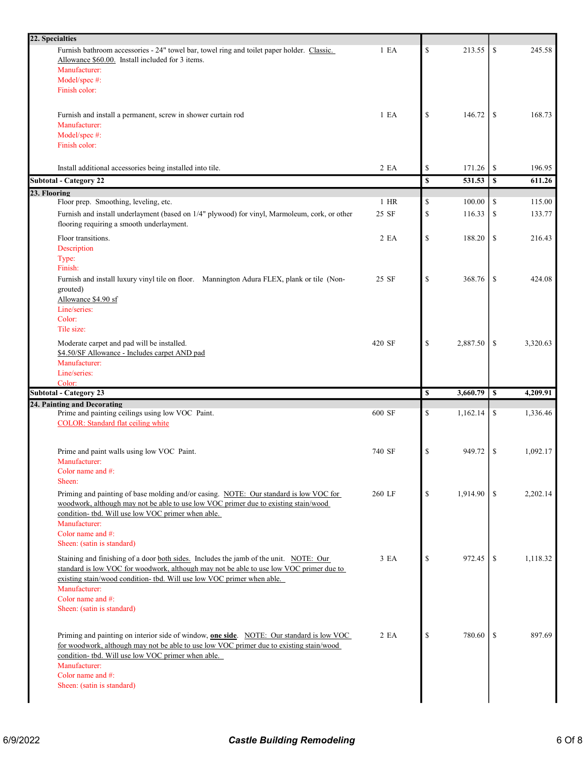| Description | Qty | Cost | Price |
|---|---|---|---|
| **22. Specialties** | | | |
| Furnish bathroom accessories - 24" towel bar, towel ring and toilet paper holder. Classic. Allowance $60.00. Install included for 3 items.<br>Manufacturer:<br>Model/spec #:<br>Finish color: | 1 EA | $ 213.55 | $ 245.58 |
| Furnish and install a permanent, screw in shower curtain rod<br>Manufacturer:<br>Model/spec #:<br>Finish color: | 1 EA | $ 146.72 | $ 168.73 |
| Install additional accessories being installed into tile. | 2 EA | $ 171.26 | $ 196.95 |
| **Subtotal - Category 22** | | **$ 531.53** | **$ 611.26** |
| **23. Flooring** | | | |
| Floor prep. Smoothing, leveling, etc. | 1 HR | $ 100.00 | $ 115.00 |
| Furnish and install underlayment (based on 1/4" plywood) for vinyl, Marmoleum, cork, or other flooring requiring a smooth underlayment. | 25 SF | $ 116.33 | $ 133.77 |
| Floor transitions.<br>Description<br>Type:<br>Finish: | 2 EA | $ 188.20 | $ 216.43 |
| Furnish and install luxury vinyl tile on floor. Mannington Adura FLEX, plank or tile (Non-grouted)<br>Allowance $4.90 sf<br>Line/series:<br>Color:<br>Tile size: | 25 SF | $ 368.76 | $ 424.08 |
| Moderate carpet and pad will be installed.<br>$4.50/SF Allowance - Includes carpet AND pad<br>Manufacturer:<br>Line/series:<br>Color: | 420 SF | $ 2,887.50 | $ 3,320.63 |
| **Subtotal - Category 23** | | **$ 3,660.79** | **$ 4,209.91** |
| **24. Painting and Decorating** | | | |
| Prime and painting ceilings using low VOC Paint.<br>COLOR: Standard flat ceiling white | 600 SF | $ 1,162.14 | $ 1,336.46 |
| Prime and paint walls using low VOC Paint.<br>Manufacturer:<br>Color name and #:<br>Sheen: | 740 SF | $ 949.72 | $ 1,092.17 |
| Priming and painting of base molding and/or casing. NOTE: Our standard is low VOC for woodwork, although may not be able to use low VOC primer due to existing stain/wood condition- tbd. Will use low VOC primer when able.<br>Manufacturer:<br>Color name and #:<br>Sheen: (satin is standard) | 260 LF | $ 1,914.90 | $ 2,202.14 |
| Staining and finishing of a door both sides. Includes the jamb of the unit. NOTE: Our standard is low VOC for woodwork, although may not be able to use low VOC primer due to existing stain/wood condition- tbd. Will use low VOC primer when able.<br>Manufacturer:<br>Color name and #:<br>Sheen: (satin is standard) | 3 EA | $ 972.45 | $ 1,118.32 |
| Priming and painting on interior side of window, **one side**. NOTE: Our standard is low VOC for woodwork, although may not be able to use low VOC primer due to existing stain/wood condition- tbd. Will use low VOC primer when able.<br>Manufacturer:<br>Color name and #:<br>Sheen: (satin is standard) | 2 EA | $ 780.60 | $ 897.69 |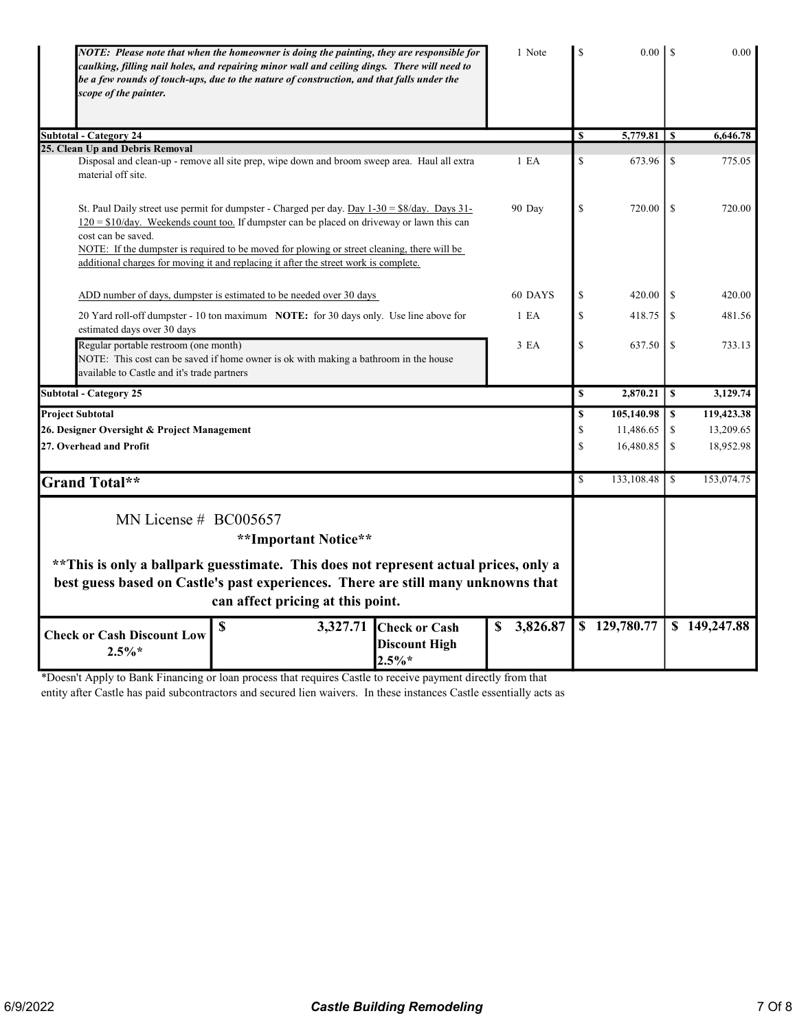| Description | Qty | Low | High |
|---|---|---|---|
| *NOTE: Please note that when the homeowner is doing the painting, they are responsible for caulking, filling nail holes, and repairing minor wall and ceiling dings. There will need to be a few rounds of touch-ups, due to the nature of construction, and that falls under the scope of the painter.* | 1 Note | $ 0.00 | $ 0.00 |
| **Subtotal - Category 24** | | **$ 5,779.81** | **$ 6,646.78** |
| **25. Clean Up and Debris Removal** | | | |
| Disposal and clean-up - remove all site prep, wipe down and broom sweep area. Haul all extra material off site. | 1 EA | $ 673.96 | $ 775.05 |
| St. Paul Daily street use permit for dumpster - Charged per day. Day 1-30 = $8/day. Days 31-120 = $10/day. Weekends count too. If dumpster can be placed on driveway or lawn this can cost can be saved. NOTE: If the dumpster is required to be moved for plowing or street cleaning, there will be additional charges for moving it and replacing it after the street work is complete. | 90 Day | $ 720.00 | $ 720.00 |
| ADD number of days, dumpster is estimated to be needed over 30 days | 60 DAYS | $ 420.00 | $ 420.00 |
| 20 Yard roll-off dumpster - 10 ton maximum **NOTE:** for 30 days only. Use line above for estimated days over 30 days | 1 EA | $ 418.75 | $ 481.56 |
| Regular portable restroom (one month) NOTE: This cost can be saved if home owner is ok with making a bathroom in the house available to Castle and it's trade partners | 3 EA | $ 637.50 | $ 733.13 |
| **Subtotal - Category 25** | | **$ 2,870.21** | **$ 3,129.74** |
| **Project Subtotal** | | **$ 105,140.98** | **$ 119,423.38** |
| **26. Designer Oversight & Project Management** | | $ 11,486.65 | $ 13,209.65 |
| **27. Overhead and Profit** | | $ 16,480.85 | $ 18,952.98 |
| **Grand Total**** | | $ 133,108.48 | $ 153,074.75 |

MN License # BC005657

**\*\*Important Notice\*\***

**\*\*This is only a ballpark guesstimate. This does not represent actual prices, only a best guess based on Castle's past experiences. There are still many unknowns that can affect pricing at this point.**

| Check or Cash Discount Low 2.5%* | $ 3,327.71 | Check or Cash Discount High 2.5%* | $ 3,826.87 | $ 129,780.77 | $ 149,247.88 |
|---|---|---|---|---|---|

*Doesn't Apply to Bank Financing or loan process that requires Castle to receive payment directly from that entity after Castle has paid subcontractors and secured lien waivers. In these instances Castle essentially acts as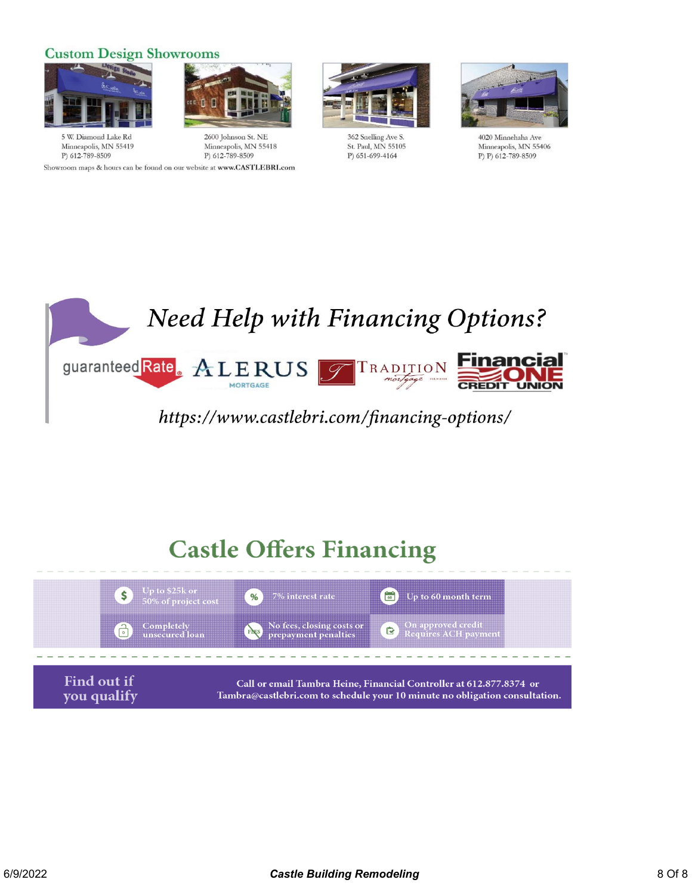## Custom Design Showrooms

5 W. Diamond Lake Rd
Minneapolis, MN 55419
P) 612-789-8509

2600 Johnson St. NE
Minneapolis, MN 55418
P) 612-789-8509

362 Snelling Ave S.
St. Paul, MN 55105
P) 651-699-4164

4020 Minnehaha Ave
Minneapolis, MN 55406
P) P) 612-789-8509

Showroom maps & hours can be found on our website at **www.CASTLEBRI.com**

## *Need Help with Financing Options?*

guaranteedRate ALERUS MORTGAGE TRADITION mortgage Financial ONE CREDIT UNION

*https://www.castlebri.com/financing-options/*

## Castle Offers Financing

- Up to $25k or 50% of project cost
- 7% interest rate
- Up to 60 month term
- Completely unsecured loan
- No fees, closing costs or prepayment penalties
- On approved credit Requires ACH payment

**Find out if you qualify**

**Call or email Tambra Heine, Financial Controller at 612.877.8374 or Tambra@castlebri.com to schedule your 10 minute no obligation consultation.**